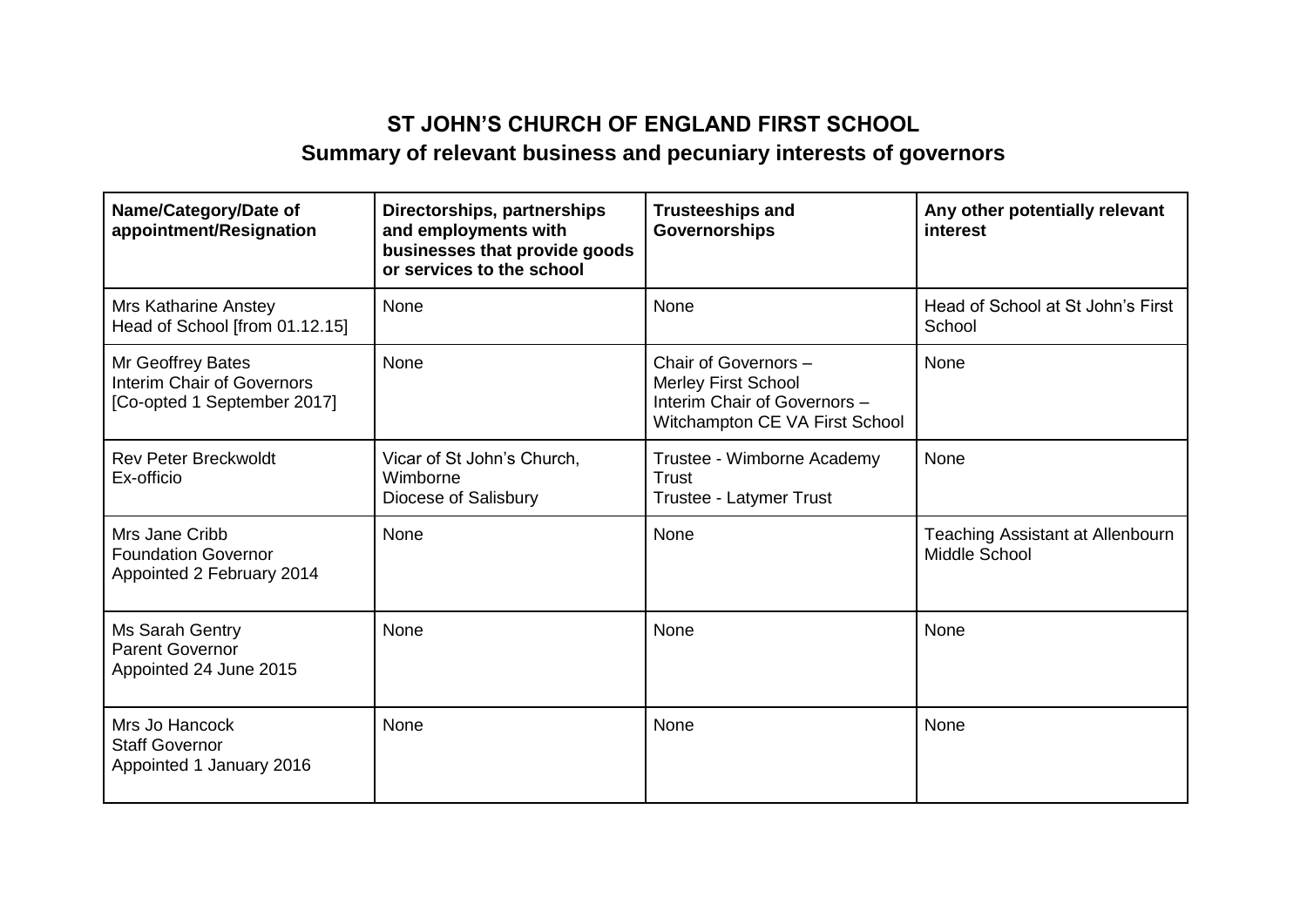# ST JOHN'S CHURCH OF ENGLAND FIRST SCHOOL

## Summary of relevant business and pecuniary interests of governors

| Name/Category/Date of appointment/Resignation | Directorships, partnerships and employments with businesses that provide goods or services to the school | Trusteeships and Governorships | Any other potentially relevant interest |
|---|---|---|---|
| Mrs Katharine Anstey<br>Head of School [from 01.12.15] | None | None | Head of School at St John's First School |
| Mr Geoffrey Bates<br>Interim Chair of Governors<br>[Co-opted 1 September 2017] | None | Chair of Governors –<br>Merley First School<br>Interim Chair of Governors –<br>Witchampton CE VA First School | None |
| Rev Peter Breckwoldt<br>Ex-officio | Vicar of St John's Church, Wimborne<br>Diocese of Salisbury | Trustee - Wimborne Academy Trust<br>Trustee - Latymer Trust | None |
| Mrs Jane Cribb<br>Foundation Governor<br>Appointed 2 February 2014 | None | None | Teaching Assistant at Allenbourn Middle School |
| Ms Sarah Gentry<br>Parent Governor<br>Appointed 24 June 2015 | None | None | None |
| Mrs Jo Hancock<br>Staff Governor<br>Appointed 1 January 2016 | None | None | None |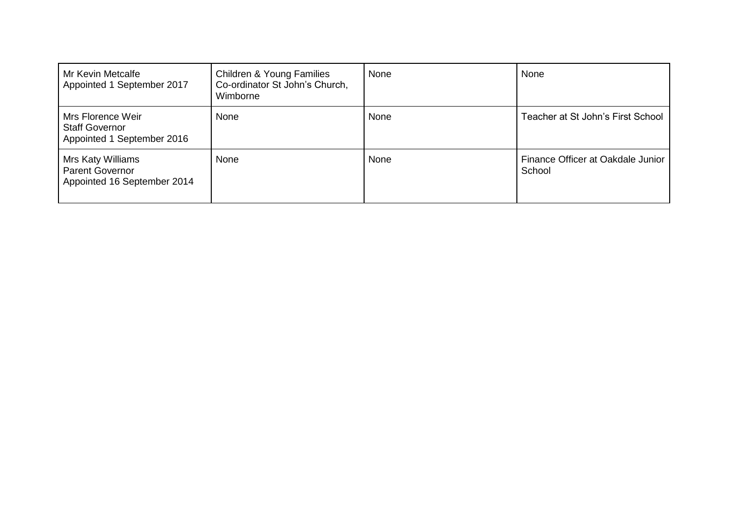| | | | |
|---|---|---|---|
| Mr Kevin Metcalfe<br>Appointed 1 September 2017 | Children & Young Families Co-ordinator St John's Church, Wimborne | None | None |
| Mrs Florence Weir<br>Staff Governor<br>Appointed 1 September 2016 | None | None | Teacher at St John's First School |
| Mrs Katy Williams<br>Parent Governor<br>Appointed 16 September 2014 | None | None | Finance Officer at Oakdale Junior School |